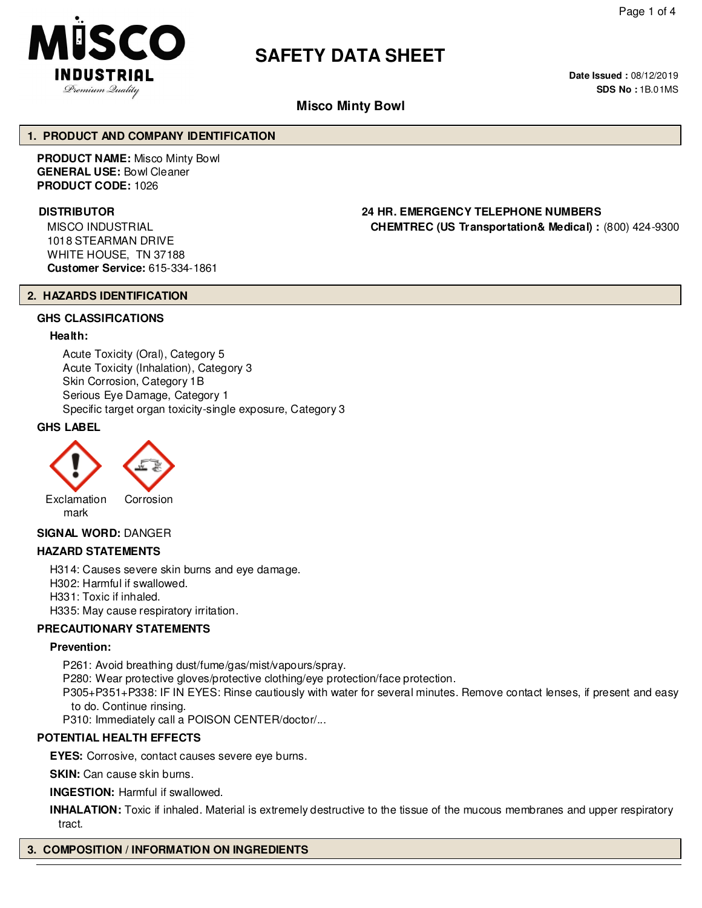# SAFETY DATA SHEET

**Date Issued :** 08/12/2019
**SDS No :** 1B.01MS

## Misco Minty Bowl

## 1. PRODUCT AND COMPANY IDENTIFICATION

**PRODUCT NAME:** Misco Minty Bowl
**GENERAL USE:** Bowl Cleaner
**PRODUCT CODE:** 1026

**DISTRIBUTOR**
MISCO INDUSTRIAL
1018 STEARMAN DRIVE
WHITE HOUSE, TN 37188
**Customer Service:** 615-334-1861

**24 HR. EMERGENCY TELEPHONE NUMBERS**
**CHEMTREC (US Transportation& Medical) :** (800) 424-9300

## 2. HAZARDS IDENTIFICATION

### GHS CLASSIFICATIONS

**Health:**

Acute Toxicity (Oral), Category 5
Acute Toxicity (Inhalation), Category 3
Skin Corrosion, Category 1B
Serious Eye Damage, Category 1
Specific target organ toxicity-single exposure, Category 3

### GHS LABEL

Exclamation mark
Corrosion

**SIGNAL WORD:** DANGER

### HAZARD STATEMENTS

H314: Causes severe skin burns and eye damage.
H302: Harmful if swallowed.
H331: Toxic if inhaled.
H335: May cause respiratory irritation.

### PRECAUTIONARY STATEMENTS

**Prevention:**

P261: Avoid breathing dust/fume/gas/mist/vapours/spray.
P280: Wear protective gloves/protective clothing/eye protection/face protection.
P305+P351+P338: IF IN EYES: Rinse cautiously with water for several minutes. Remove contact lenses, if present and easy to do. Continue rinsing.
P310: Immediately call a POISON CENTER/doctor/...

### POTENTIAL HEALTH EFFECTS

**EYES:** Corrosive, contact causes severe eye burns.

**SKIN:** Can cause skin burns.

**INGESTION:** Harmful if swallowed.

**INHALATION:** Toxic if inhaled. Material is extremely destructive to the tissue of the mucous membranes and upper respiratory tract.

## 3. COMPOSITION / INFORMATION ON INGREDIENTS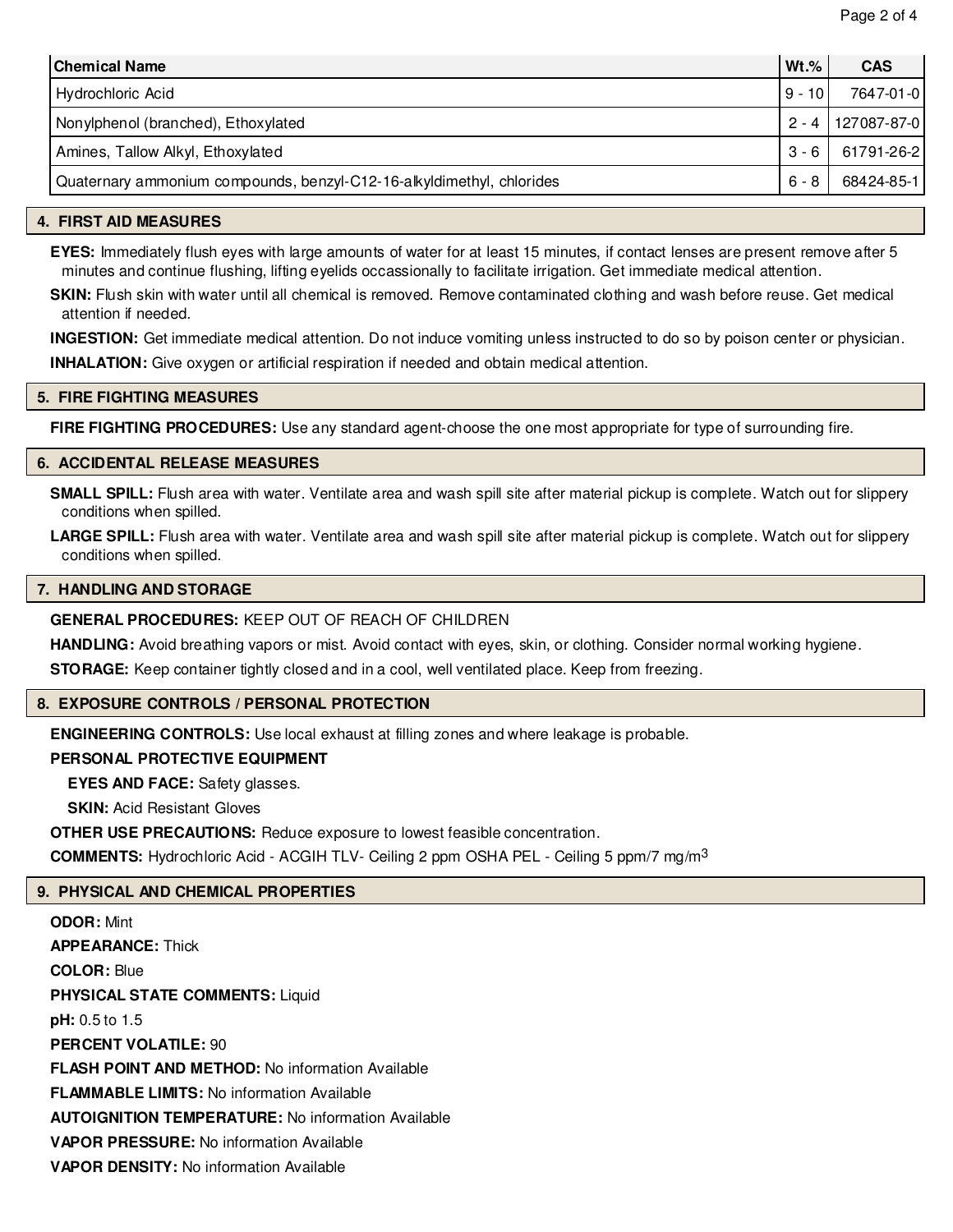| Chemical Name | Wt.% | CAS |
| --- | --- | --- |
| Hydrochloric Acid | 9 - 10 | 7647-01-0 |
| Nonylphenol (branched), Ethoxylated | 2 - 4 | 127087-87-0 |
| Amines, Tallow Alkyl, Ethoxylated | 3 - 6 | 61791-26-2 |
| Quaternary ammonium compounds, benzyl-C12-16-alkyldimethyl, chlorides | 6 - 8 | 68424-85-1 |

## 4. FIRST AID MEASURES

**EYES:** Immediately flush eyes with large amounts of water for at least 15 minutes, if contact lenses are present remove after 5 minutes and continue flushing, lifting eyelids occassionally to facilitate irrigation. Get immediate medical attention.

**SKIN:** Flush skin with water until all chemical is removed. Remove contaminated clothing and wash before reuse. Get medical attention if needed.

**INGESTION:** Get immediate medical attention. Do not induce vomiting unless instructed to do so by poison center or physician.

**INHALATION:** Give oxygen or artificial respiration if needed and obtain medical attention.

## 5. FIRE FIGHTING MEASURES

**FIRE FIGHTING PROCEDURES:** Use any standard agent-choose the one most appropriate for type of surrounding fire.

## 6. ACCIDENTAL RELEASE MEASURES

**SMALL SPILL:** Flush area with water. Ventilate area and wash spill site after material pickup is complete. Watch out for slippery conditions when spilled.

**LARGE SPILL:** Flush area with water. Ventilate area and wash spill site after material pickup is complete. Watch out for slippery conditions when spilled.

## 7. HANDLING AND STORAGE

**GENERAL PROCEDURES:** KEEP OUT OF REACH OF CHILDREN

**HANDLING:** Avoid breathing vapors or mist. Avoid contact with eyes, skin, or clothing. Consider normal working hygiene.

**STORAGE:** Keep container tightly closed and in a cool, well ventilated place. Keep from freezing.

## 8. EXPOSURE CONTROLS / PERSONAL PROTECTION

**ENGINEERING CONTROLS:** Use local exhaust at filling zones and where leakage is probable.

**PERSONAL PROTECTIVE EQUIPMENT**

**EYES AND FACE:** Safety glasses.

**SKIN:** Acid Resistant Gloves

**OTHER USE PRECAUTIONS:** Reduce exposure to lowest feasible concentration.

**COMMENTS:** Hydrochloric Acid - ACGIH TLV- Ceiling 2 ppm OSHA PEL - Ceiling 5 ppm/7 mg/$m^3$

## 9. PHYSICAL AND CHEMICAL PROPERTIES

**ODOR:** Mint

**APPEARANCE:** Thick

**COLOR:** Blue

**PHYSICAL STATE COMMENTS:** Liquid

**pH:** 0.5 to 1.5

**PERCENT VOLATILE:** 90

**FLASH POINT AND METHOD:** No information Available

**FLAMMABLE LIMITS:** No information Available

**AUTOIGNITION TEMPERATURE:** No information Available

**VAPOR PRESSURE:** No information Available

**VAPOR DENSITY:** No information Available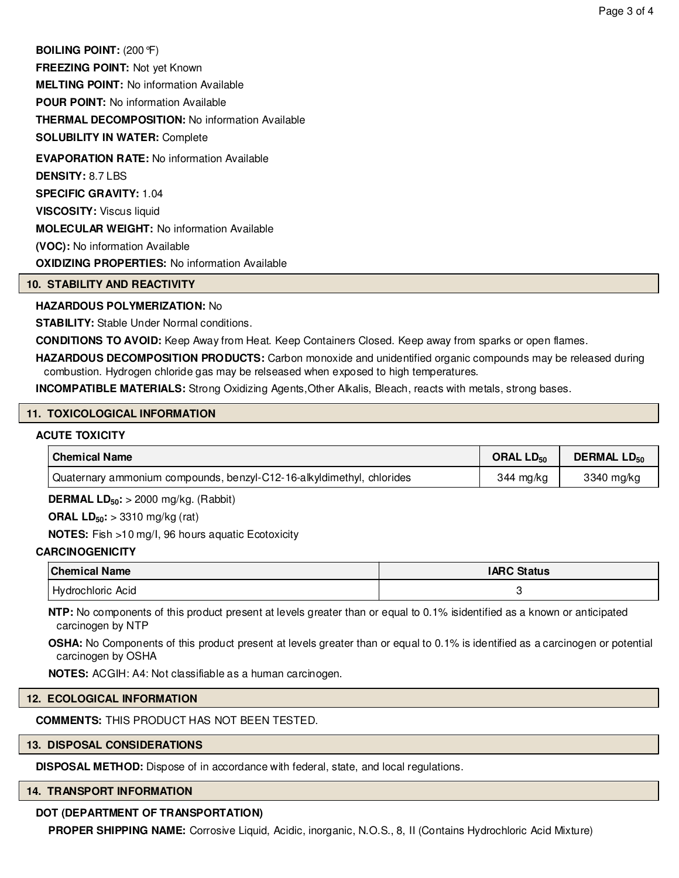**BOILING POINT:** (200 °F)

**FREEZING POINT:** Not yet Known

**MELTING POINT:** No information Available

**POUR POINT:** No information Available

**THERMAL DECOMPOSITION:** No information Available

**SOLUBILITY IN WATER:** Complete

**EVAPORATION RATE:** No information Available

**DENSITY:** 8.7 LBS

**SPECIFIC GRAVITY:** 1.04

**VISCOSITY:** Viscus liquid

**MOLECULAR WEIGHT:** No information Available

**(VOC):** No information Available

**OXIDIZING PROPERTIES:** No information Available

## 10. STABILITY AND REACTIVITY

**HAZARDOUS POLYMERIZATION:** No

**STABILITY:** Stable Under Normal conditions.

**CONDITIONS TO AVOID:** Keep Away from Heat. Keep Containers Closed. Keep away from sparks or open flames.

**HAZARDOUS DECOMPOSITION PRODUCTS:** Carbon monoxide and unidentified organic compounds may be released during combustion. Hydrogen chloride gas may be relseased when exposed to high temperatures.

**INCOMPATIBLE MATERIALS:** Strong Oxidizing Agents,Other Alkalis, Bleach, reacts with metals, strong bases.

## 11. TOXICOLOGICAL INFORMATION

### ACUTE TOXICITY

| Chemical Name | ORAL $LD_{50}$ | DERMAL $LD_{50}$ |
|---|---|---|
| Quaternary ammonium compounds, benzyl-C12-16-alkyldimethyl, chlorides | 344 mg/kg | 3340 mg/kg |

**DERMAL $LD_{50}$:** > 2000 mg/kg. (Rabbit)

**ORAL $LD_{50}$:** > 3310 mg/kg (rat)

**NOTES:** Fish >10 mg/l, 96 hours aquatic Ecotoxicity

### CARCINOGENICITY

| Chemical Name | IARC Status |
|---|---|
| Hydrochloric Acid | 3 |

**NTP:** No components of this product present at levels greater than or equal to 0.1% isidentified as a known or anticipated carcinogen by NTP

**OSHA:** No Components of this product present at levels greater than or equal to 0.1% is identified as a carcinogen or potential carcinogen by OSHA

**NOTES:** ACGIH: A4: Not classifiable as a human carcinogen.

## 12. ECOLOGICAL INFORMATION

**COMMENTS:** THIS PRODUCT HAS NOT BEEN TESTED.

## 13. DISPOSAL CONSIDERATIONS

**DISPOSAL METHOD:** Dispose of in accordance with federal, state, and local regulations.

## 14. TRANSPORT INFORMATION

### DOT (DEPARTMENT OF TRANSPORTATION)

**PROPER SHIPPING NAME:** Corrosive Liquid, Acidic, inorganic, N.O.S., 8, II (Contains Hydrochloric Acid Mixture)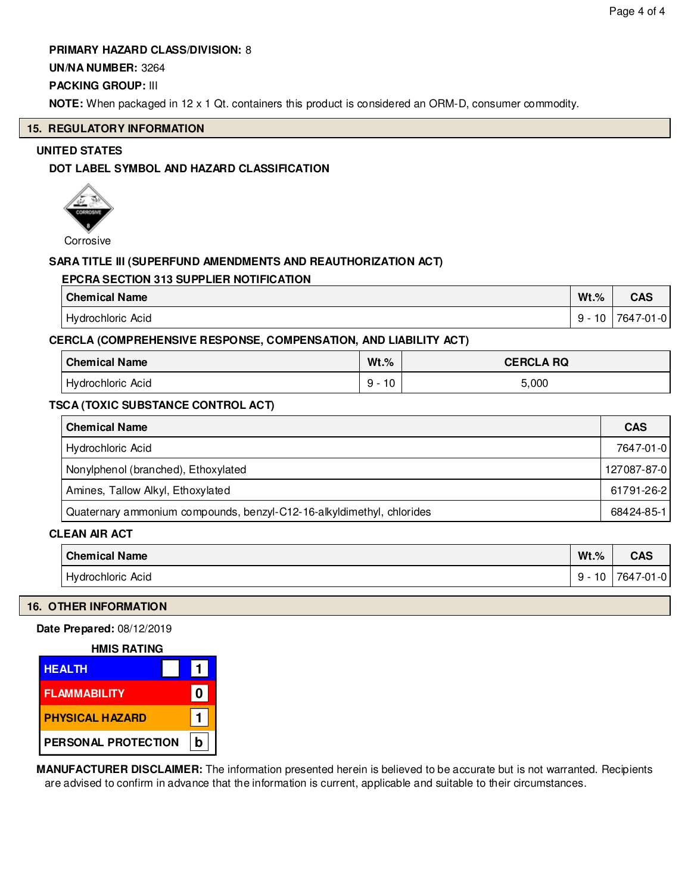**PRIMARY HAZARD CLASS/DIVISION:** 8

**UN/NA NUMBER:** 3264

**PACKING GROUP:** III

**NOTE:** When packaged in 12 x 1 Qt. containers this product is considered an ORM-D, consumer commodity.

## 15. REGULATORY INFORMATION

### UNITED STATES

#### DOT LABEL SYMBOL AND HAZARD CLASSIFICATION

Corrosive

#### SARA TITLE III (SUPERFUND AMENDMENTS AND REAUTHORIZATION ACT)

##### EPCRA SECTION 313 SUPPLIER NOTIFICATION

| Chemical Name | Wt.% | CAS |
|---|---|---|
| Hydrochloric Acid | 9 - 10 | 7647-01-0 |

#### CERCLA (COMPREHENSIVE RESPONSE, COMPENSATION, AND LIABILITY ACT)

| Chemical Name | Wt.% | CERCLA RQ |
|---|---|---|
| Hydrochloric Acid | 9 - 10 | 5,000 |

#### TSCA (TOXIC SUBSTANCE CONTROL ACT)

| Chemical Name | CAS |
|---|---|
| Hydrochloric Acid | 7647-01-0 |
| Nonylphenol (branched), Ethoxylated | 127087-87-0 |
| Amines, Tallow Alkyl, Ethoxylated | 61791-26-2 |
| Quaternary ammonium compounds, benzyl-C12-16-alkyldimethyl, chlorides | 68424-85-1 |

#### CLEAN AIR ACT

| Chemical Name | Wt.% | CAS |
|---|---|---|
| Hydrochloric Acid | 9 - 10 | 7647-01-0 |

## 16. OTHER INFORMATION

**Date Prepared:** 08/12/2019

**HMIS RATING**

| | | |
|---|---|---|
| HEALTH | | 1 |
| FLAMMABILITY | | 0 |
| PHYSICAL HAZARD | | 1 |
| PERSONAL PROTECTION | | b |

**MANUFACTURER DISCLAIMER:** The information presented herein is believed to be accurate but is not warranted. Recipients are advised to confirm in advance that the information is current, applicable and suitable to their circumstances.